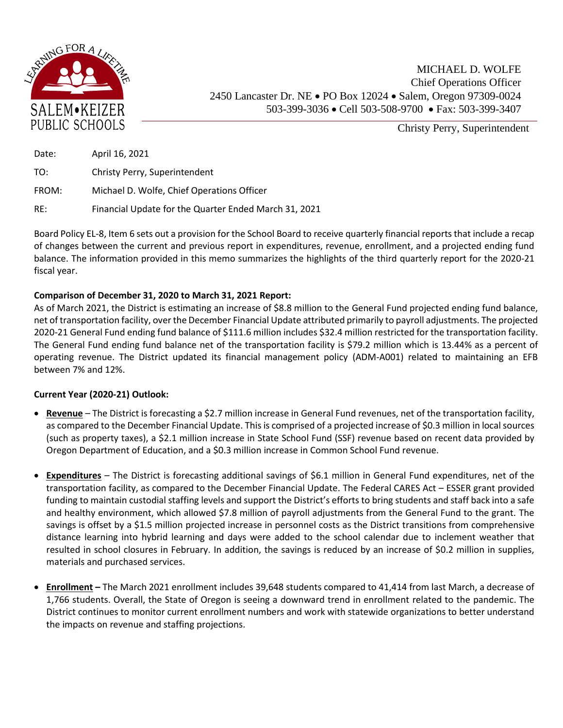MICHAEL D. WOLFE
Chief Operations Officer
2450 Lancaster Dr. NE • PO Box 12024 • Salem, Oregon 97309-0024
503-399-3036 • Cell 503-508-9700 • Fax: 503-399-3407

Christy Perry, Superintendent

Date: April 16, 2021

TO: Christy Perry, Superintendent

FROM: Michael D. Wolfe, Chief Operations Officer

RE: Financial Update for the Quarter Ended March 31, 2021

Board Policy EL-8, Item 6 sets out a provision for the School Board to receive quarterly financial reports that include a recap of changes between the current and previous report in expenditures, revenue, enrollment, and a projected ending fund balance. The information provided in this memo summarizes the highlights of the third quarterly report for the 2020-21 fiscal year.

**Comparison of December 31, 2020 to March 31, 2021 Report:**

As of March 2021, the District is estimating an increase of $8.8 million to the General Fund projected ending fund balance, net of transportation facility, over the December Financial Update attributed primarily to payroll adjustments. The projected 2020-21 General Fund ending fund balance of $111.6 million includes $32.4 million restricted for the transportation facility. The General Fund ending fund balance net of the transportation facility is $79.2 million which is 13.44% as a percent of operating revenue. The District updated its financial management policy (ADM-A001) related to maintaining an EFB between 7% and 12%.

**Current Year (2020-21) Outlook:**

- **Revenue** – The District is forecasting a $2.7 million increase in General Fund revenues, net of the transportation facility, as compared to the December Financial Update. This is comprised of a projected increase of $0.3 million in local sources (such as property taxes), a $2.1 million increase in State School Fund (SSF) revenue based on recent data provided by Oregon Department of Education, and a $0.3 million increase in Common School Fund revenue.

- **Expenditures** – The District is forecasting additional savings of $6.1 million in General Fund expenditures, net of the transportation facility, as compared to the December Financial Update. The Federal CARES Act – ESSER grant provided funding to maintain custodial staffing levels and support the District's efforts to bring students and staff back into a safe and healthy environment, which allowed $7.8 million of payroll adjustments from the General Fund to the grant. The savings is offset by a $1.5 million projected increase in personnel costs as the District transitions from comprehensive distance learning into hybrid learning and days were added to the school calendar due to inclement weather that resulted in school closures in February. In addition, the savings is reduced by an increase of $0.2 million in supplies, materials and purchased services.

- **Enrollment** – The March 2021 enrollment includes 39,648 students compared to 41,414 from last March, a decrease of 1,766 students. Overall, the State of Oregon is seeing a downward trend in enrollment related to the pandemic. The District continues to monitor current enrollment numbers and work with statewide organizations to better understand the impacts on revenue and staffing projections.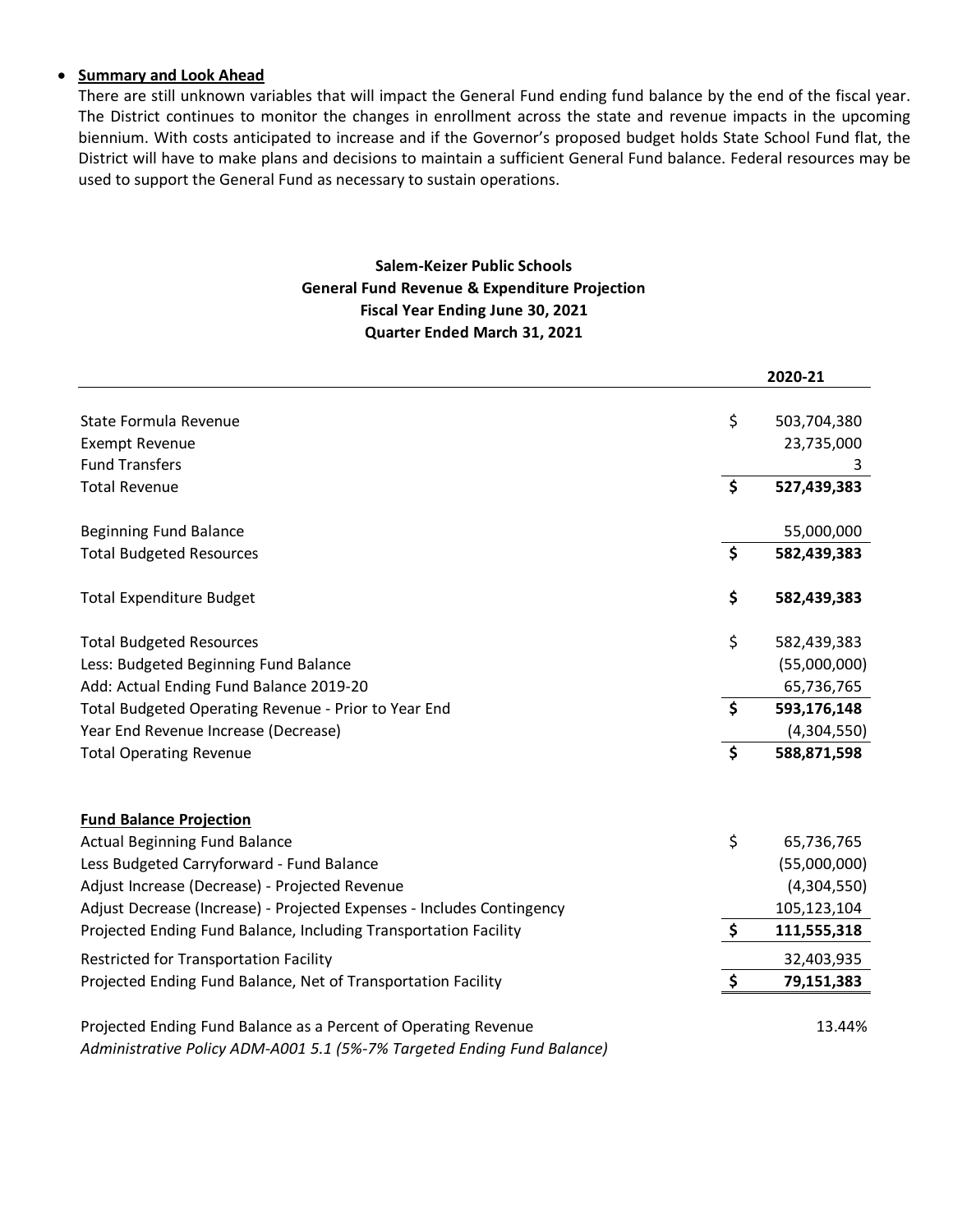- **Summary and Look Ahead**

  There are still unknown variables that will impact the General Fund ending fund balance by the end of the fiscal year. The District continues to monitor the changes in enrollment across the state and revenue impacts in the upcoming biennium. With costs anticipated to increase and if the Governor's proposed budget holds State School Fund flat, the District will have to make plans and decisions to maintain a sufficient General Fund balance. Federal resources may be used to support the General Fund as necessary to sustain operations.

**Salem-Keizer Public Schools**
**General Fund Revenue & Expenditure Projection**
**Fiscal Year Ending June 30, 2021**
**Quarter Ended March 31, 2021**

| | | 2020-21 |
|---|---|---|
| State Formula Revenue | $ | 503,704,380 |
| Exempt Revenue | | 23,735,000 |
| Fund Transfers | | 3 |
| Total Revenue | **$** | **527,439,383** |
| | | |
| Beginning Fund Balance | | 55,000,000 |
| Total Budgeted Resources | **$** | **582,439,383** |
| | | |
| Total Expenditure Budget | **$** | **582,439,383** |
| | | |
| Total Budgeted Resources | $ | 582,439,383 |
| Less: Budgeted Beginning Fund Balance | | (55,000,000) |
| Add: Actual Ending Fund Balance 2019-20 | | 65,736,765 |
| Total Budgeted Operating Revenue - Prior to Year End | **$** | **593,176,148** |
| Year End Revenue Increase (Decrease) | | (4,304,550) |
| Total Operating Revenue | **$** | **588,871,598** |
| | | |
| **Fund Balance Projection** | | |
| Actual Beginning Fund Balance | $ | 65,736,765 |
| Less Budgeted Carryforward - Fund Balance | | (55,000,000) |
| Adjust Increase (Decrease) - Projected Revenue | | (4,304,550) |
| Adjust Decrease (Increase) - Projected Expenses - Includes Contingency | | 105,123,104 |
| Projected Ending Fund Balance, Including Transportation Facility | **$** | **111,555,318** |
| Restricted for Transportation Facility | | 32,403,935 |
| Projected Ending Fund Balance, Net of Transportation Facility | **$** | **79,151,383** |
| | | |
| Projected Ending Fund Balance as a Percent of Operating Revenue | | 13.44% |
| *Administrative Policy ADM-A001 5.1 (5%-7% Targeted Ending Fund Balance)* | | |